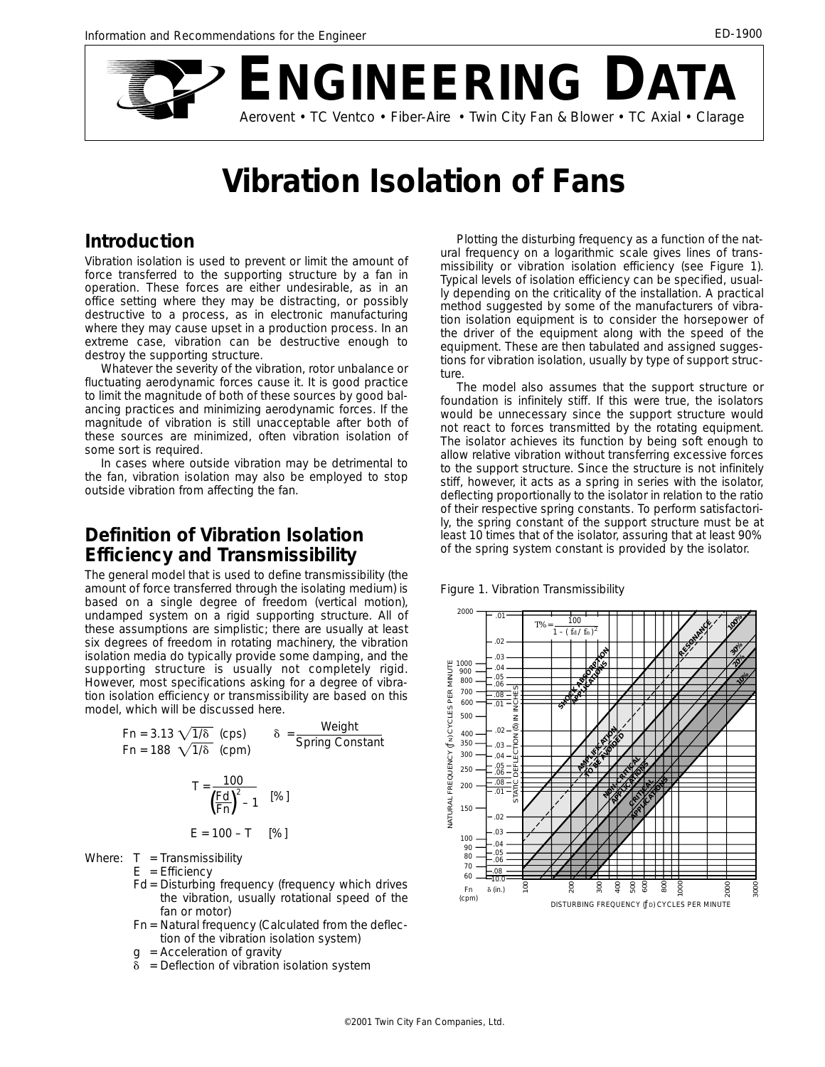Information and Recommendations for the Engineer

# ENGINEERING DATA

Aerovent • TC Ventco • Fiber-Aire • Twin City Fan & Blower • TC Axial • Clarage

# Vibration Isolation of Fans

## Introduction

Vibration isolation is used to prevent or limit the amount of force transferred to the supporting structure by a fan in operation. These forces are either undesirable, as in an office setting where they may be distracting, or possibly destructive to a process, as in electronic manufacturing where they may cause upset in a production process. In an extreme case, vibration can be destructive enough to destroy the supporting structure.

Whatever the severity of the vibration, rotor unbalance or fluctuating aerodynamic forces cause it. It is good practice to limit the magnitude of both of these sources by good balancing practices and minimizing aerodynamic forces. If the magnitude of vibration is still unacceptable after both of these sources are minimized, often vibration isolation of some sort is required.

In cases where outside vibration may be detrimental to the fan, vibration isolation may also be employed to stop outside vibration from affecting the fan.

## Definition of Vibration Isolation Efficiency and Transmissibility

The general model that is used to define transmissibility (the amount of force transferred through the isolating medium) is based on a single degree of freedom (vertical motion), undamped system on a rigid supporting structure. All of these assumptions are simplistic; there are usually at least six degrees of freedom in rotating machinery, the vibration isolation media do typically provide some damping, and the supporting structure is usually not completely rigid. However, most specifications asking for a degree of vibration isolation efficiency or transmissibility are based on this model, which will be discussed here.

$$Fn = 3.13 \sqrt{1/\delta} \quad \text{(cps)} \qquad \delta = \frac{\text{Weight}}{\text{Spring Constant}}$$

$$Fn = 188 \sqrt{1/\delta} \quad \text{(cpm)}$$

$$T = \frac{100}{\left(\frac{Fd}{Fn}\right)^2 - 1} \quad [\%]$$

$$E = 100 - T \quad [\%]$$

Where:
- $T$ = Transmissibility
- $E$ = Efficiency
- $Fd$ = Disturbing frequency (frequency which drives the vibration, usually rotational speed of the fan or motor)
- $Fn$ = Natural frequency (Calculated from the deflection of the vibration isolation system)
- $g$ = Acceleration of gravity
- $\delta$ = Deflection of vibration isolation system

Plotting the disturbing frequency as a function of the natural frequency on a logarithmic scale gives lines of transmissibility or vibration isolation efficiency (see Figure 1). Typical levels of isolation efficiency can be specified, usually depending on the criticality of the installation. A practical method suggested by some of the manufacturers of vibration isolation equipment is to consider the horsepower of the driver of the equipment along with the speed of the equipment. These are then tabulated and assigned suggestions for vibration isolation, usually by type of support structure.

The model also assumes that the support structure or foundation is infinitely stiff. If this were true, the isolators would be unnecessary since the support structure would not react to forces transmitted by the rotating equipment. The isolator achieves its function by being soft enough to allow relative vibration without transferring excessive forces to the support structure. Since the structure is not infinitely stiff, however, it acts as a spring in series with the isolator, deflecting proportionally to the isolator in relation to the ratio of their respective spring constants. To perform satisfactorily, the spring constant of the support structure must be at least 10 times that of the isolator, assuring that at least 90% of the spring system constant is provided by the isolator.

Figure 1. Vibration Transmissibility

$$T\% = \frac{100}{1 - (f_d / f_n)^2}$$

©2001 Twin City Fan Companies, Ltd.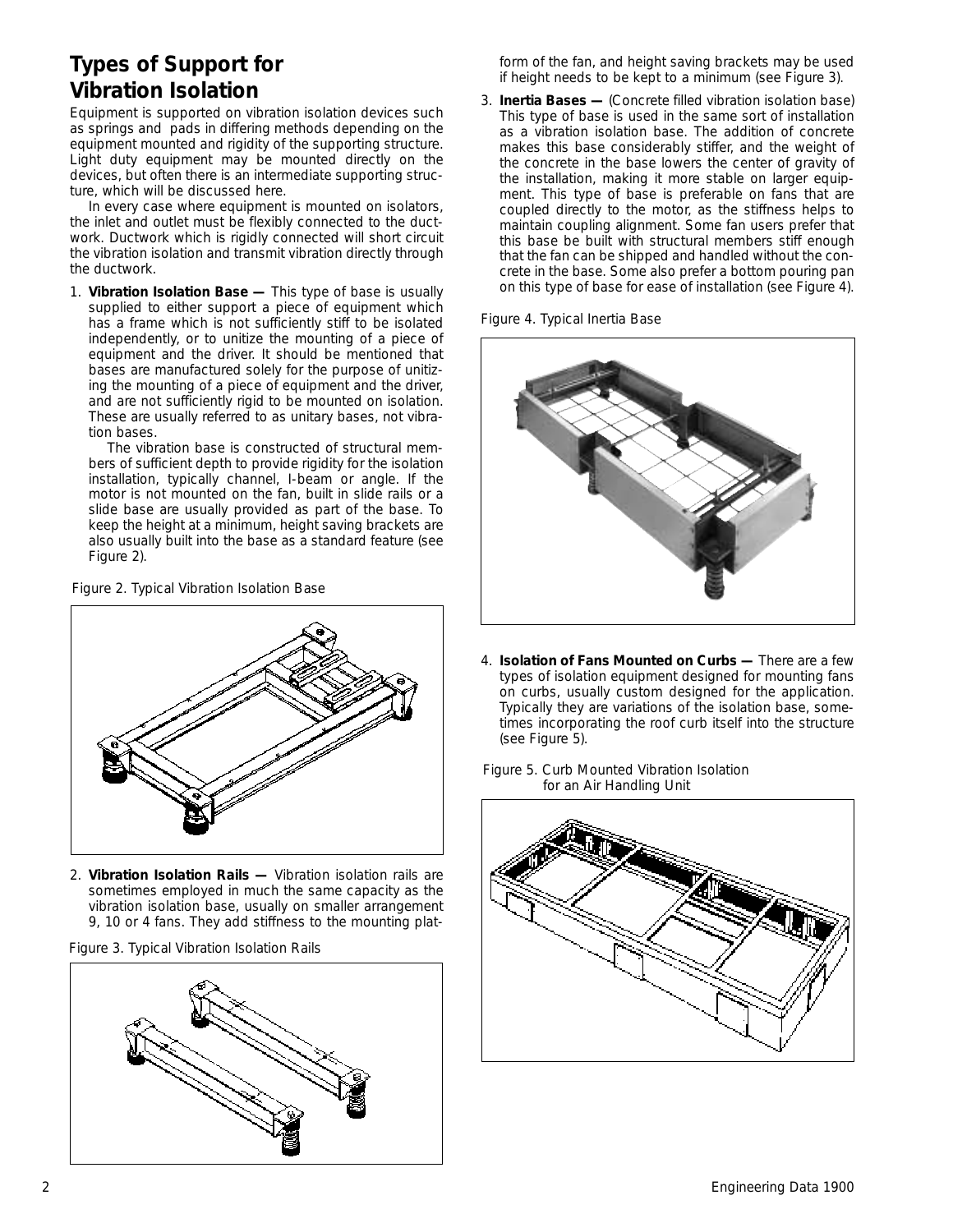## Types of Support for Vibration Isolation

Equipment is supported on vibration isolation devices such as springs and pads in differing methods depending on the equipment mounted and rigidity of the supporting structure. Light duty equipment may be mounted directly on the devices, but often there is an intermediate supporting structure, which will be discussed here.

In every case where equipment is mounted on isolators, the inlet and outlet must be flexibly connected to the ductwork. Ductwork which is rigidly connected will short circuit the vibration isolation and transmit vibration directly through the ductwork.

1. **Vibration Isolation Base —** This type of base is usually supplied to either support a piece of equipment which has a frame which is not sufficiently stiff to be isolated independently, or to unitize the mounting of a piece of equipment and the driver. It should be mentioned that bases are manufactured solely for the purpose of unitizing the mounting of a piece of equipment and the driver, and are not sufficiently rigid to be mounted on isolation. These are usually referred to as unitary bases, not vibration bases.

   The vibration base is constructed of structural members of sufficient depth to provide rigidity for the isolation installation, typically channel, I-beam or angle. If the motor is not mounted on the fan, built in slide rails or a slide base are usually provided as part of the base. To keep the height at a minimum, height saving brackets are also usually built into the base as a standard feature (see Figure 2).

Figure 2. Typical Vibration Isolation Base

2. **Vibration Isolation Rails —** Vibration isolation rails are sometimes employed in much the same capacity as the vibration isolation base, usually on smaller arrangement 9, 10 or 4 fans. They add stiffness to the mounting platform of the fan, and height saving brackets may be used if height needs to be kept to a minimum (see Figure 3).

Figure 3. Typical Vibration Isolation Rails

3. **Inertia Bases —** (Concrete filled vibration isolation base) This type of base is used in the same sort of installation as a vibration isolation base. The addition of concrete makes this base considerably stiffer, and the weight of the concrete in the base lowers the center of gravity of the installation, making it more stable on larger equipment. This type of base is preferable on fans that are coupled directly to the motor, as the stiffness helps to maintain coupling alignment. Some fan users prefer that this base be built with structural members stiff enough that the fan can be shipped and handled without the concrete in the base. Some also prefer a bottom pouring pan on this type of base for ease of installation (see Figure 4).

Figure 4. Typical Inertia Base

4. **Isolation of Fans Mounted on Curbs —** There are a few types of isolation equipment designed for mounting fans on curbs, usually custom designed for the application. Typically they are variations of the isolation base, sometimes incorporating the roof curb itself into the structure (see Figure 5).

Figure 5. Curb Mounted Vibration Isolation for an Air Handling Unit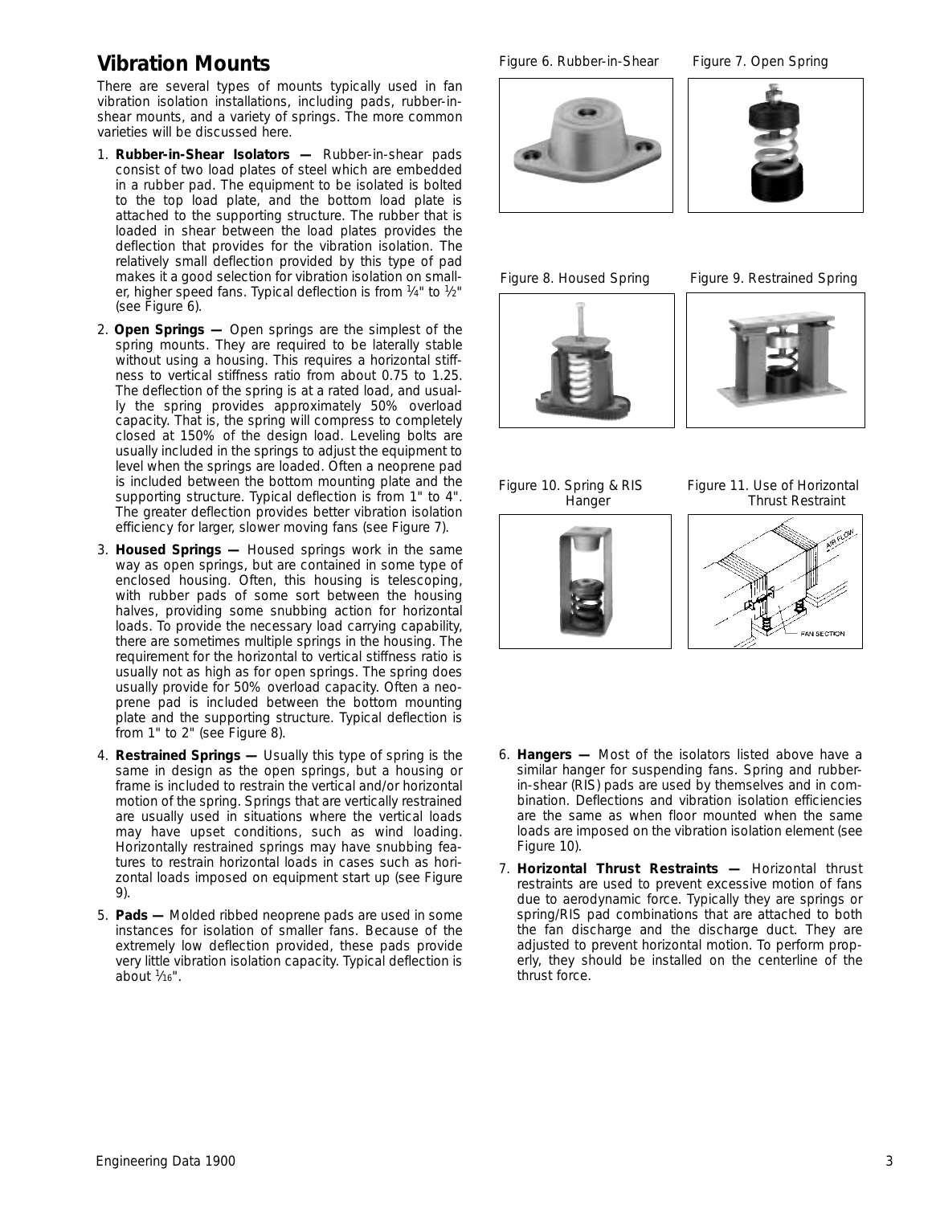## Vibration Mounts

There are several types of mounts typically used in fan vibration isolation installations, including pads, rubber-in-shear mounts, and a variety of springs. The more common varieties will be discussed here.

1. **Rubber-in-Shear Isolators —** Rubber-in-shear pads consist of two load plates of steel which are embedded in a rubber pad. The equipment to be isolated is bolted to the top load plate, and the bottom load plate is attached to the supporting structure. The rubber that is loaded in shear between the load plates provides the deflection that provides for the vibration isolation. The relatively small deflection provided by this type of pad makes it a good selection for vibration isolation on smaller, higher speed fans. Typical deflection is from ¼" to ½" (see Figure 6).

2. **Open Springs —** Open springs are the simplest of the spring mounts. They are required to be laterally stable without using a housing. This requires a horizontal stiffness to vertical stiffness ratio from about 0.75 to 1.25. The deflection of the spring is at a rated load, and usually the spring provides approximately 50% overload capacity. That is, the spring will compress to completely closed at 150% of the design load. Leveling bolts are usually included in the springs to adjust the equipment to level when the springs are loaded. Often a neoprene pad is included between the bottom mounting plate and the supporting structure. Typical deflection is from 1" to 4". The greater deflection provides better vibration isolation efficiency for larger, slower moving fans (see Figure 7).

3. **Housed Springs —** Housed springs work in the same way as open springs, but are contained in some type of enclosed housing. Often, this housing is telescoping, with rubber pads of some sort between the housing halves, providing some snubbing action for horizontal loads. To provide the necessary load carrying capability, there are sometimes multiple springs in the housing. The requirement for the horizontal to vertical stiffness ratio is usually not as high as for open springs. The spring does usually provide for 50% overload capacity. Often a neoprene pad is included between the bottom mounting plate and the supporting structure. Typical deflection is from 1" to 2" (see Figure 8).

4. **Restrained Springs —** Usually this type of spring is the same in design as the open springs, but a housing or frame is included to restrain the vertical and/or horizontal motion of the spring. Springs that are vertically restrained are usually used in situations where the vertical loads may have upset conditions, such as wind loading. Horizontally restrained springs may have snubbing features to restrain horizontal loads in cases such as horizontal loads imposed on equipment start up (see Figure 9).

5. **Pads —** Molded ribbed neoprene pads are used in some instances for isolation of smaller fans. Because of the extremely low deflection provided, these pads provide very little vibration isolation capacity. Typical deflection is about 1⁄16".

Figure 6. Rubber-in-Shear

Figure 7. Open Spring

Figure 8. Housed Spring

Figure 9. Restrained Spring

Figure 10. Spring & RIS Hanger

Figure 11. Use of Horizontal Thrust Restraint

6. **Hangers —** Most of the isolators listed above have a similar hanger for suspending fans. Spring and rubber-in-shear (RIS) pads are used by themselves and in combination. Deflections and vibration isolation efficiencies are the same as when floor mounted when the same loads are imposed on the vibration isolation element (see Figure 10).

7. **Horizontal Thrust Restraints —** Horizontal thrust restraints are used to prevent excessive motion of fans due to aerodynamic force. Typically they are springs or spring/RIS pad combinations that are attached to both the fan discharge and the discharge duct. They are adjusted to prevent horizontal motion. To perform properly, they should be installed on the centerline of the thrust force.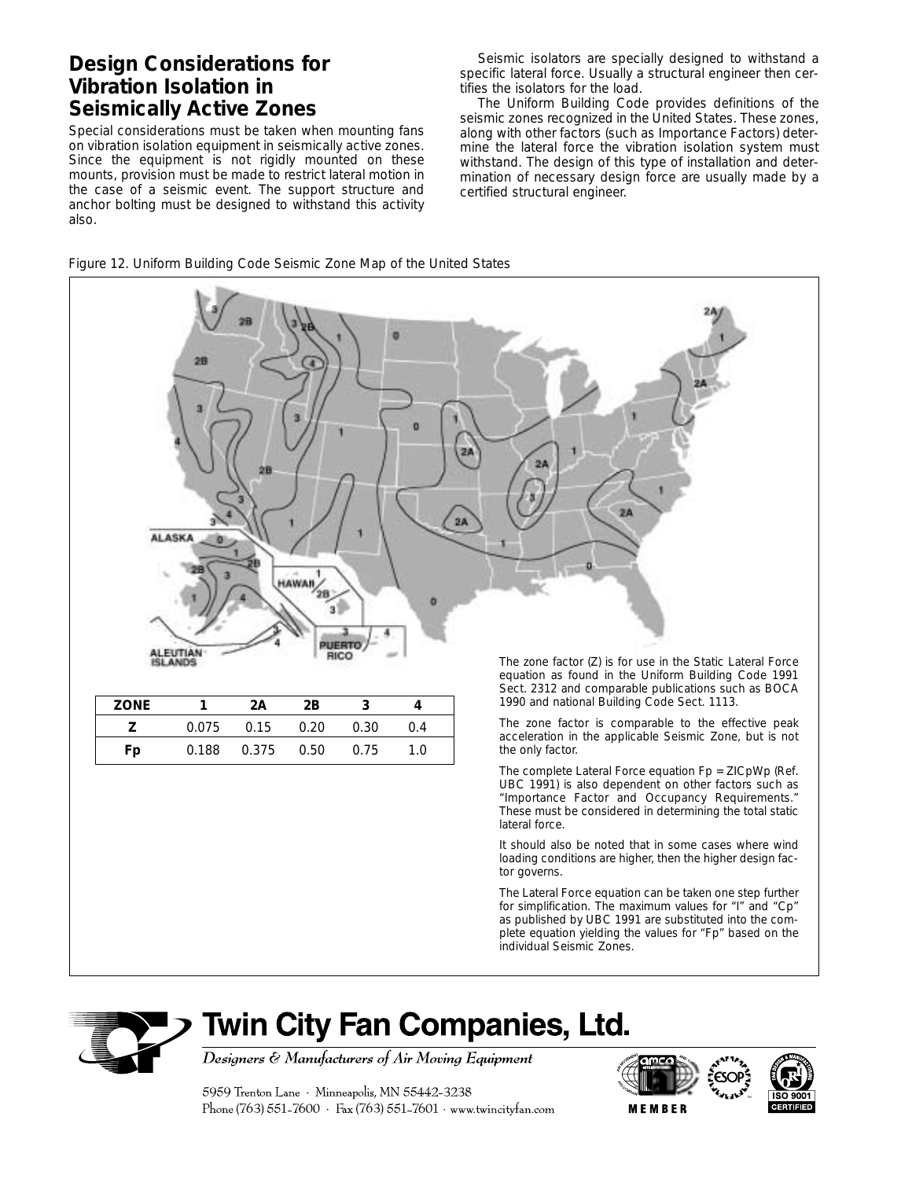## Design Considerations for Vibration Isolation in Seismically Active Zones

Special considerations must be taken when mounting fans on vibration isolation equipment in seismically active zones. Since the equipment is not rigidly mounted on these mounts, provision must be made to restrict lateral motion in the case of a seismic event. The support structure and anchor bolting must be designed to withstand this activity also.

Seismic isolators are specially designed to withstand a specific lateral force. Usually a structural engineer then certifies the isolators for the load.

The Uniform Building Code provides definitions of the seismic zones recognized in the United States. These zones, along with other factors (such as Importance Factors) determine the lateral force the vibration isolation system must withstand. The design of this type of installation and determination of necessary design force are usually made by a certified structural engineer.

Figure 12. Uniform Building Code Seismic Zone Map of the United States

ALASKA
HAWAII
PUERTO RICO
ALEUTIAN ISLANDS

| ZONE | 1 | 2A | 2B | 3 | 4 |
|---|---|---|---|---|---|
| Z | 0.075 | 0.15 | 0.20 | 0.30 | 0.4 |
| Fp | 0.188 | 0.375 | 0.50 | 0.75 | 1.0 |

The zone factor (Z) is for use in the Static Lateral Force equation as found in the Uniform Building Code 1991 Sect. 2312 and comparable publications such as BOCA 1990 and national Building Code Sect. 1113.

The zone factor is comparable to the effective peak acceleration in the applicable Seismic Zone, but is not the only factor.

The complete Lateral Force equation $Fp = ZICpWp$ (Ref. UBC 1991) is also dependent on other factors such as "Importance Factor and Occupancy Requirements." These must be considered in determining the total static lateral force.

It should also be noted that in some cases where wind loading conditions are higher, then the higher design factor governs.

The Lateral Force equation can be taken one step further for simplification. The maximum values for "I" and "Cp" as published by UBC 1991 are substituted into the complete equation yielding the values for "Fp" based on the individual Seismic Zones.

**Twin City Fan Companies, Ltd.**

*Designers & Manufacturers of Air Moving Equipment*

5959 Trenton Lane · Minneapolis, MN 55442-3238
Phone (763) 551-7600 · Fax (763) 551-7601 · www.twincityfan.com

MEMBER

ISO 9001 CERTIFIED